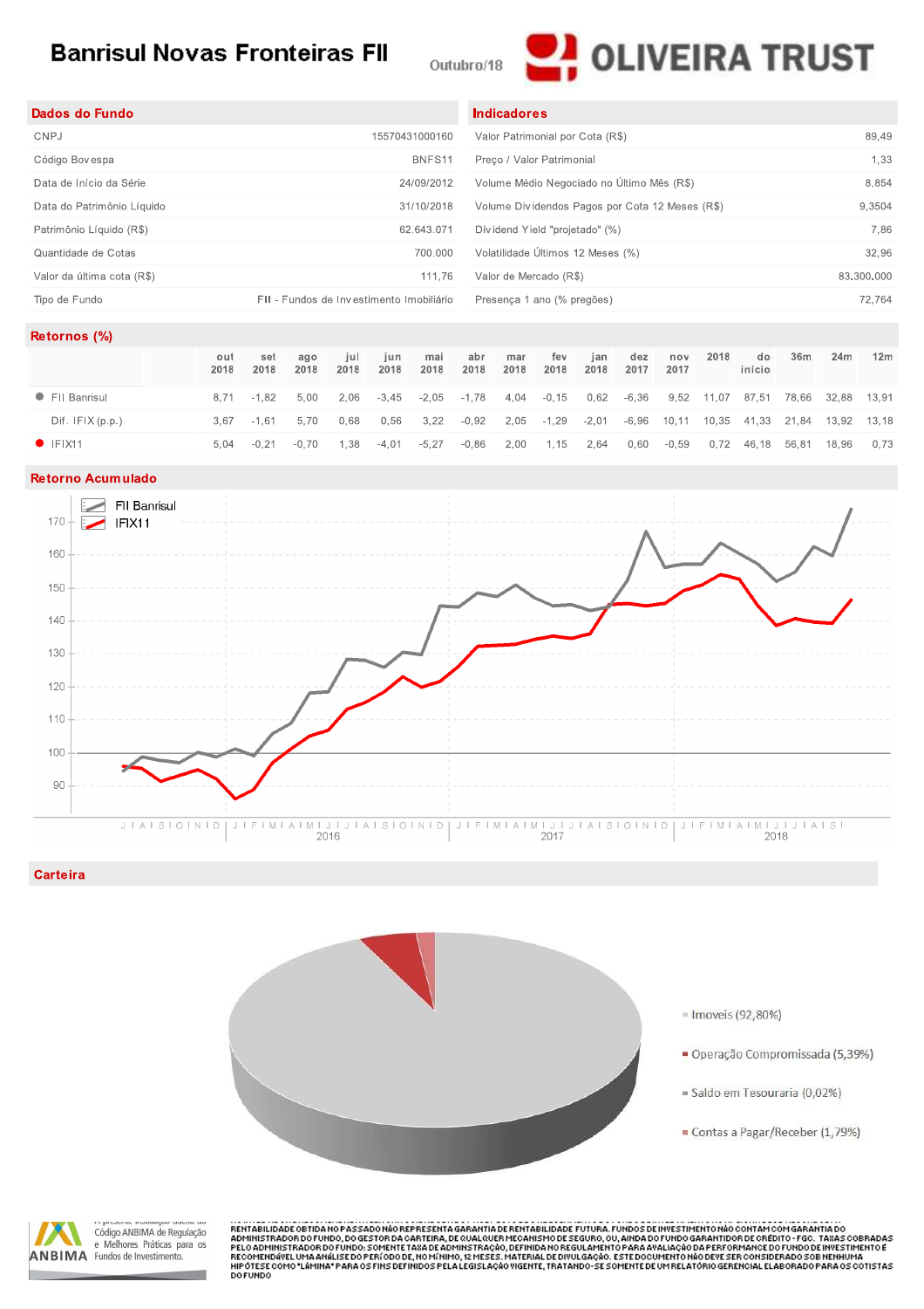# Banrisul Novas Fronteiras FII

Outubro/18

OLIVEIRA TRUST

## Dados do Fundo

| | |
|---|---|
| CNPJ | 15570431000160 |
| Código Bovespa | BNFS11 |
| Data de Início da Série | 24/09/2012 |
| Data do Patrimônio Líquido | 31/10/2018 |
| Patrimônio Líquido (R$) | 62.643.071 |
| Quantidade de Cotas | 700.000 |
| Valor da última cota (R$) | 111,76 |
| Tipo de Fundo | FII - Fundos de Investimento Imobiliário |

## Indicadores

| | |
|---|---|
| Valor Patrimonial por Cota (R$) | 89,49 |
| Preço / Valor Patrimonial | 1,33 |
| Volume Médio Negociado no Último Mês (R$) | 8.854 |
| Volume Dividendos Pagos por Cota 12 Meses (R$) | 9,3504 |
| Dividend Yield "projetado" (%) | 7,86 |
| Volatilidade Últimos 12 Meses (%) | 32,96 |
| Valor de Mercado (R$) | 83.300.000 |
| Presença 1 ano (% pregões) | 72,764 |

## Retornos (%)

| | out 2018 | set 2018 | ago 2018 | jul 2018 | jun 2018 | mai 2018 | abr 2018 | mar 2018 | fev 2018 | jan 2018 | dez 2017 | nov 2017 | 2018 | do início | 36m | 24m | 12m |
|---|---|---|---|---|---|---|---|---|---|---|---|---|---|---|---|---|---|
| FII Banrisul | 8,71 | -1,82 | 5,00 | 2,06 | -3,45 | -2,05 | -1,78 | 4,04 | -0,15 | 0,62 | -6,36 | 9,52 | 11,07 | 87,51 | 78,66 | 32,88 | 13,91 |
| Dif. IFIX (p.p.) | 3,67 | -1,61 | 5,70 | 0,68 | 0,56 | 3,22 | -0,92 | 2,05 | -1,29 | -2,01 | -6,96 | 10,11 | 10,35 | 41,33 | 21,84 | 13,92 | 13,18 |
| IFIX11 | 5,04 | -0,21 | -0,70 | 1,38 | -4,01 | -5,27 | -0,86 | 2,00 | 1,15 | 2,64 | 0,60 | -0,59 | 0,72 | 46,18 | 56,81 | 18,96 | 0,73 |

## Retorno Acumulado

## Carteira

- Imoveis (92,80%)
- Operação Compromissada (5,39%)
- Saldo em Tesouraria (0,02%)
- Contas a Pagar/Receber (1,79%)

A presente instituição aderiu ao Código ANBIMA de Regulação e Melhores Práticas para os Fundos de Investimento.

RENTABILIDADE OBTIDA NO PASSADO NÃO REPRESENTA GARANTIA DE RENTABILIDADE FUTURA. FUNDOS DE INVESTIMENTO NÃO CONTAM COM GARANTIA DO ADMINISTRADOR DO FUNDO, DO GESTOR DA CARTEIRA, DE QUALQUER MECANISMO DE SEGURO, OU, AINDA DO FUNDO GARANTIDOR DE CRÉDITO - FGC. TAXAS COBRADAS PELO ADMINISTRADOR DO FUNDO: SOMENTE TAXA DE ADMINISTRAÇÃO, DEFINIDA NO REGULAMENTO PARA AVALIAÇÃO DA PERFORMANCE DO FUNDO DE INVESTIMENTO É RECOMENDÁVEL UMA ANÁLISE DO PERÍODO DE, NO MÍNIMO, 12 MESES. MATERIAL DE DIVULGAÇÃO. ESTE DOCUMENTO NÃO DEVE SER CONSIDERADO SOB NENHUMA HIPÓTESE COMO "LÂMINA" PARA OS FINS DEFINIDOS PELA LEGISLAÇÃO VIGENTE, TRATANDO-SE SOMENTE DE UM RELATÓRIO GERENCIAL ELABORADO PARA OS COTISTAS DO FUNDO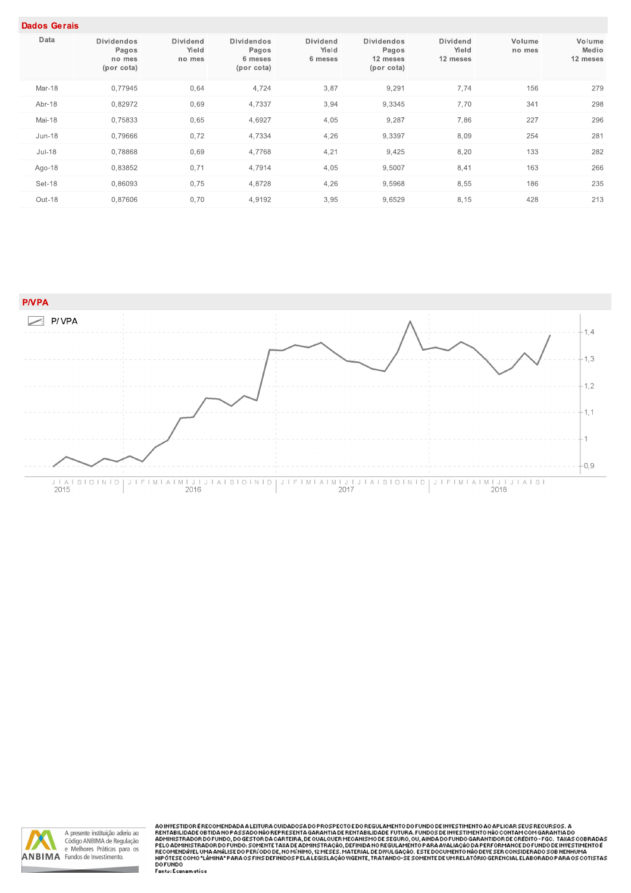## Dados Gerais

| Data | Dividendos Pagos no mes (por cota) | Dividend Yield no mes | Dividendos Pagos 6 meses (por cota) | Dividend Yield 6 meses | Dividendos Pagos 12 meses (por cota) | Dividend Yield 12 meses | Volume no mes | Volume Medio 12 meses |
|---|---|---|---|---|---|---|---|---|
| Mar-18 | 0,77945 | 0,64 | 4,724 | 3,87 | 9,291 | 7,74 | 156 | 279 |
| Abr-18 | 0,82972 | 0,69 | 4,7337 | 3,94 | 9,3345 | 7,70 | 341 | 298 |
| Mai-18 | 0,75833 | 0,65 | 4,6927 | 4,05 | 9,287 | 7,86 | 227 | 296 |
| Jun-18 | 0,79666 | 0,72 | 4,7334 | 4,26 | 9,3397 | 8,09 | 254 | 281 |
| Jul-18 | 0,78868 | 0,69 | 4,7768 | 4,21 | 9,425 | 8,20 | 133 | 282 |
| Ago-18 | 0,83852 | 0,71 | 4,7914 | 4,05 | 9,5007 | 8,41 | 163 | 266 |
| Set-18 | 0,86093 | 0,75 | 4,8728 | 4,26 | 9,5968 | 8,55 | 186 | 235 |
| Out-18 | 0,87606 | 0,70 | 4,9192 | 3,95 | 9,6529 | 8,15 | 428 | 213 |

## P/VPA

P/ VPA

1,4
1,3
1,2
1,1
1
0,9

J A S O N D | J F M A M J J A S O N D | J F M A M J J A S O N D | J F M A M J J A S

2015 2016 2017 2018

A presente instituição aderiu ao Código ANBIMA de Regulação e Melhores Práticas para os Fundos de Investimento.

ANBIMA

AO INVESTIDOR É RECOMENDADA A LEITURA CUIDADOSA DO PROSPECTO E DO REGULAMENTO DO FUNDO DE INVESTIMENTO AO APLICAR SEUS RECURSOS. A RENTABILIDADE OBTIDA NO PASSADO NÃO REPRESENTA GARANTIA DE RENTABILIDADE FUTURA. FUNDOS DE INVESTIMENTO NÃO CONTAM COM GARANTIA DO ADMINISTRADOR DO FUNDO, DO GESTOR DA CARTEIRA, DE QUALQUER MECANISMO DE SEGURO, OU, AINDA DO FUNDO GARANTIDOR DE CRÉDITO - FGC. TAXAS COBRADAS PELO ADMINISTRADOR DO FUNDO: SOMENTE TAXA DE ADMINSTRAÇÃO, DEFINIDA NO REGULAMENTO PARA AVALIAÇÃO DA PERFORMANCE DO FUNDO DE INVESTIMENTO É RECOMENDÁVEL UMA ANÁLISE DO PERÍODO DE, NO MÍNIMO, 12 MESES. MATERIAL DE DIVULGAÇÃO. ESTE DOCUMENTO NÃO DEVE SER CONSIDERADO SOB NENHUMA HIPÓTESE COMO "LÂMINA" PARA OS FINS DEFINIDOS PELA LEGISLAÇÃO VIGENTE, TRATANDO-SE SOMENTE DE UM RELATÓRIO GERENCIAL ELABORADO PARA OS COTISTAS DO FUNDO

Fonte: Economatica